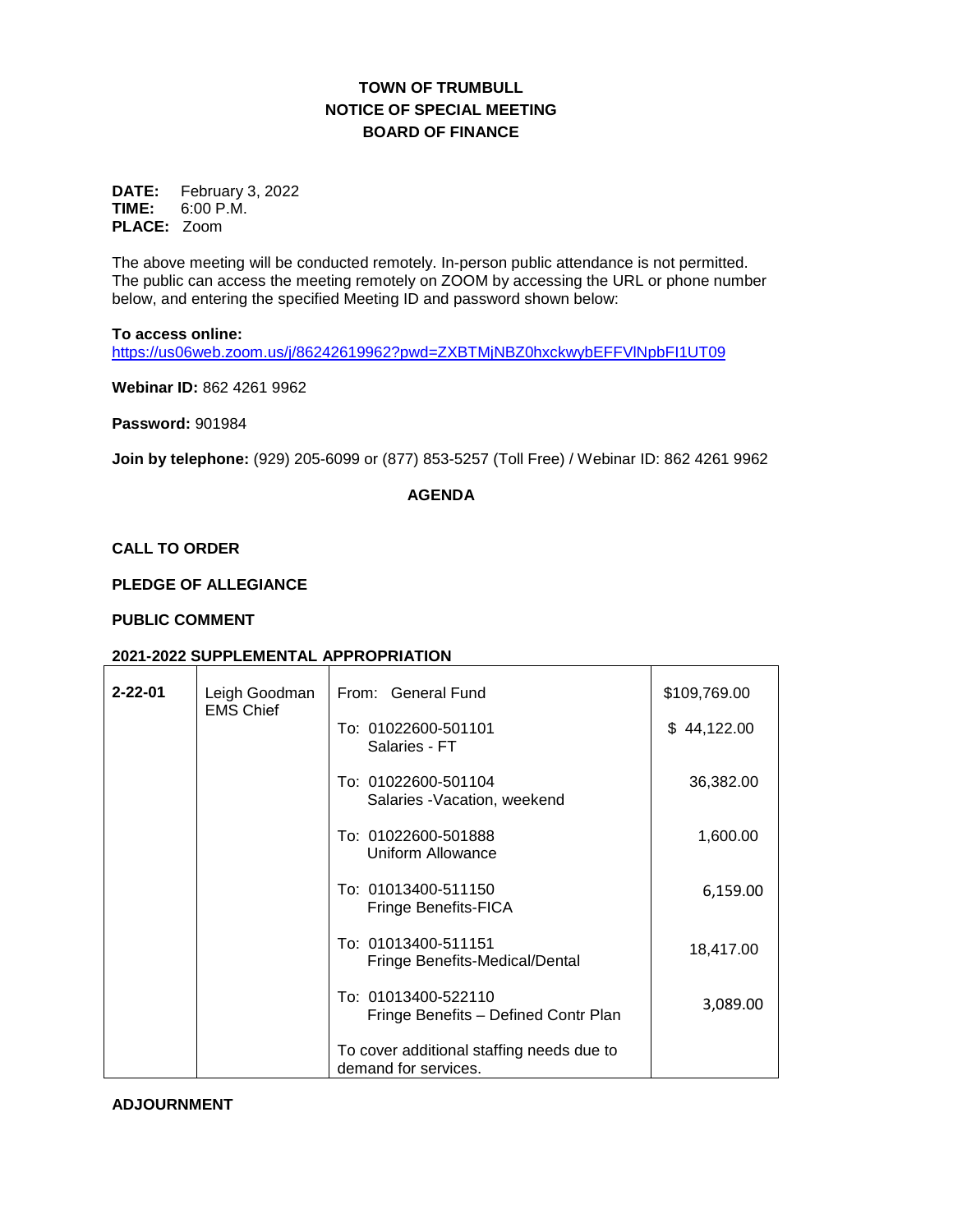**TOWN OF TRUMBULL**
**NOTICE OF SPECIAL MEETING**
**BOARD OF FINANCE**

**DATE:** February 3, 2022
**TIME:** 6:00 P.M.
**PLACE:** Zoom

The above meeting will be conducted remotely. In-person public attendance is not permitted. The public can access the meeting remotely on ZOOM by accessing the URL or phone number below, and entering the specified Meeting ID and password shown below:

**To access online:**
https://us06web.zoom.us/j/86242619962?pwd=ZXBTMjNBZ0hxckwybEFFVlNpbFI1UT09

**Webinar ID:** 862 4261 9962

**Password:** 901984

**Join by telephone:** (929) 205-6099 or (877) 853-5257 (Toll Free) / Webinar ID: 862 4261 9962

**AGENDA**

**CALL TO ORDER**

**PLEDGE OF ALLEGIANCE**

**PUBLIC COMMENT**

**2021-2022 SUPPLEMENTAL APPROPRIATION**

| | | | |
|---|---|---|---|
| **2-22-01** | Leigh Goodman EMS Chief | From: General Fund | $109,769.00 |
| | | To: 01022600-501101 Salaries - FT | $ 44,122.00 |
| | | To: 01022600-501104 Salaries -Vacation, weekend | 36,382.00 |
| | | To: 01022600-501888 Uniform Allowance | 1,600.00 |
| | | To: 01013400-511150 Fringe Benefits-FICA | 6,159.00 |
| | | To: 01013400-511151 Fringe Benefits-Medical/Dental | 18,417.00 |
| | | To: 01013400-522110 Fringe Benefits – Defined Contr Plan | 3,089.00 |
| | | To cover additional staffing needs due to demand for services. | |

**ADJOURNMENT**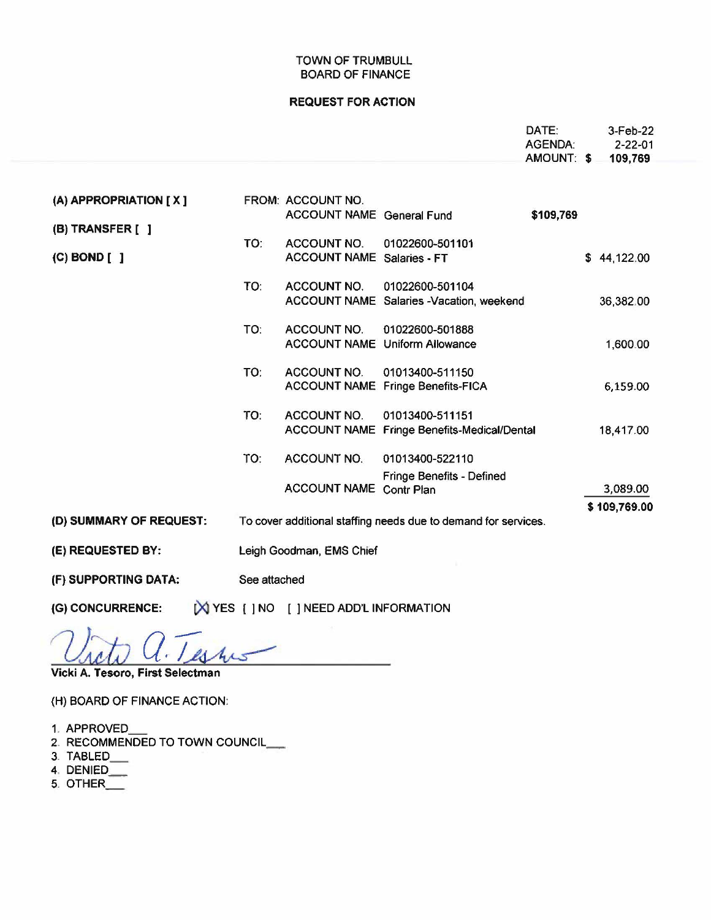TOWN OF TRUMBULL
BOARD OF FINANCE

**REQUEST FOR ACTION**

DATE: 3-Feb-22
AGENDA: 2-22-01
AMOUNT: $ 109,769

| | | | | |
|---|---|---|---|---|
| **(A) APPROPRIATION [ X ]** | FROM: | ACCOUNT NO. | | |
| | | ACCOUNT NAME | General Fund | $109,769 |
| **(B) TRANSFER [ ]** | | | | |
| **(C) BOND [ ]** | TO: | ACCOUNT NO. | 01022600-501101 | |
| | | ACCOUNT NAME | Salaries - FT | $ 44,122.00 |
| | TO: | ACCOUNT NO. | 01022600-501104 | |
| | | ACCOUNT NAME | Salaries -Vacation, weekend | 36,382.00 |
| | TO: | ACCOUNT NO. | 01022600-501888 | |
| | | ACCOUNT NAME | Uniform Allowance | 1,600.00 |
| | TO: | ACCOUNT NO. | 01013400-511150 | |
| | | ACCOUNT NAME | Fringe Benefits-FICA | 6,159.00 |
| | TO: | ACCOUNT NO. | 01013400-511151 | |
| | | ACCOUNT NAME | Fringe Benefits-Medical/Dental | 18,417.00 |
| | TO: | ACCOUNT NO. | 01013400-522110 | |
| | | ACCOUNT NAME | Fringe Benefits - Defined Contr Plan | 3,089.00 |
| | | | | **$ 109,769.00** |

**(D) SUMMARY OF REQUEST:** To cover additional staffing needs due to demand for services.

**(E) REQUESTED BY:** Leigh Goodman, EMS Chief

**(F) SUPPORTING DATA:** See attached

**(G) CONCURRENCE:** [X] YES [ ] NO [ ] NEED ADD'L INFORMATION

Vicki A. Tesoro

**Vicki A. Tesoro, First Selectman**

(H) BOARD OF FINANCE ACTION:

1. APPROVED___
2. RECOMMENDED TO TOWN COUNCIL___
3. TABLED___
4. DENIED___
5. OTHER___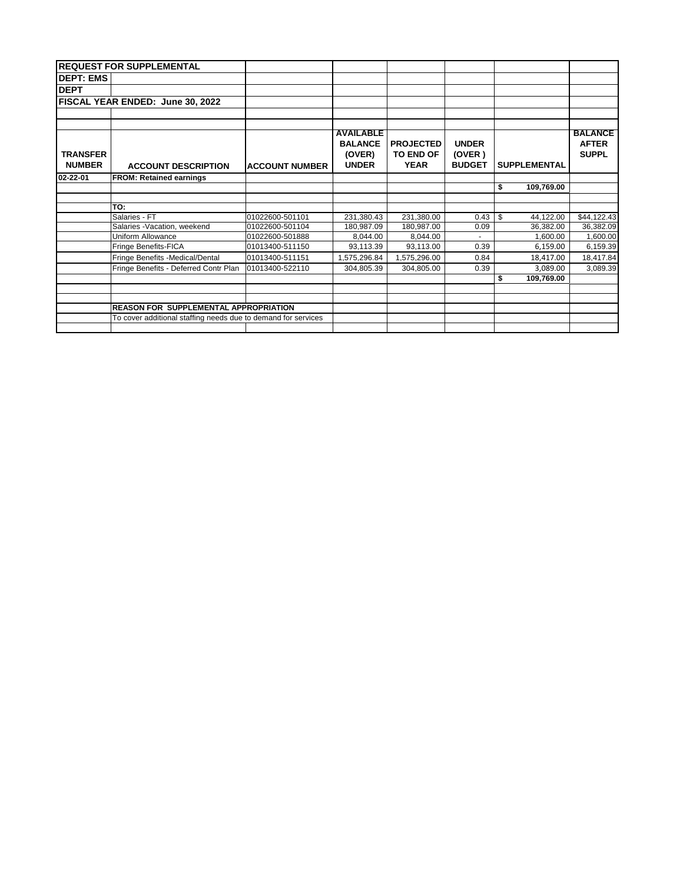| REQUEST FOR SUPPLEMENTAL | | | | | | | |
|---|---|---|---|---|---|---|---|
| DEPT: EMS | | | | | | | |
| DEPT | | | | | | | |
| FISCAL YEAR ENDED: June 30, 2022 | | | | | | | |
| | | | | | | | |
| **TRANSFER NUMBER** | **ACCOUNT DESCRIPTION** | **ACCOUNT NUMBER** | **AVAILABLE BALANCE (OVER) UNDER** | **PROJECTED TO END OF YEAR** | **UNDER (OVER ) BUDGET** | **SUPPLEMENTAL** | **BALANCE AFTER SUPPL** |
| 02-22-01 | **FROM: Retained earnings** | | | | | | |
| | | | | | | $ 109,769.00 | |
| | | | | | | | |
| | **TO:** | | | | | | |
| | Salaries - FT | 01022600-501101 | 231,380.43 | 231,380.00 | 0.43 | $ 44,122.00 | $44,122.43 |
| | Salaries -Vacation, weekend | 01022600-501104 | 180,987.09 | 180,987.00 | 0.09 | 36,382.00 | 36,382.09 |
| | Uniform Allowance | 01022600-501888 | 8,044.00 | 8,044.00 | - | 1,600.00 | 1,600.00 |
| | Fringe Benefits-FICA | 01013400-511150 | 93,113.39 | 93,113.00 | 0.39 | 6,159.00 | 6,159.39 |
| | Fringe Benefits -Medical/Dental | 01013400-511151 | 1,575,296.84 | 1,575,296.00 | 0.84 | 18,417.00 | 18,417.84 |
| | Fringe Benefits - Deferred Contr Plan | 01013400-522110 | 304,805.39 | 304,805.00 | 0.39 | 3,089.00 | 3,089.39 |
| | | | | | | $ 109,769.00 | |
| | | | | | | | |
| | **REASON FOR SUPPLEMENTAL APPROPRIATION** | | | | | | |
| | To cover additional staffing needs due to demand for services | | | | | | |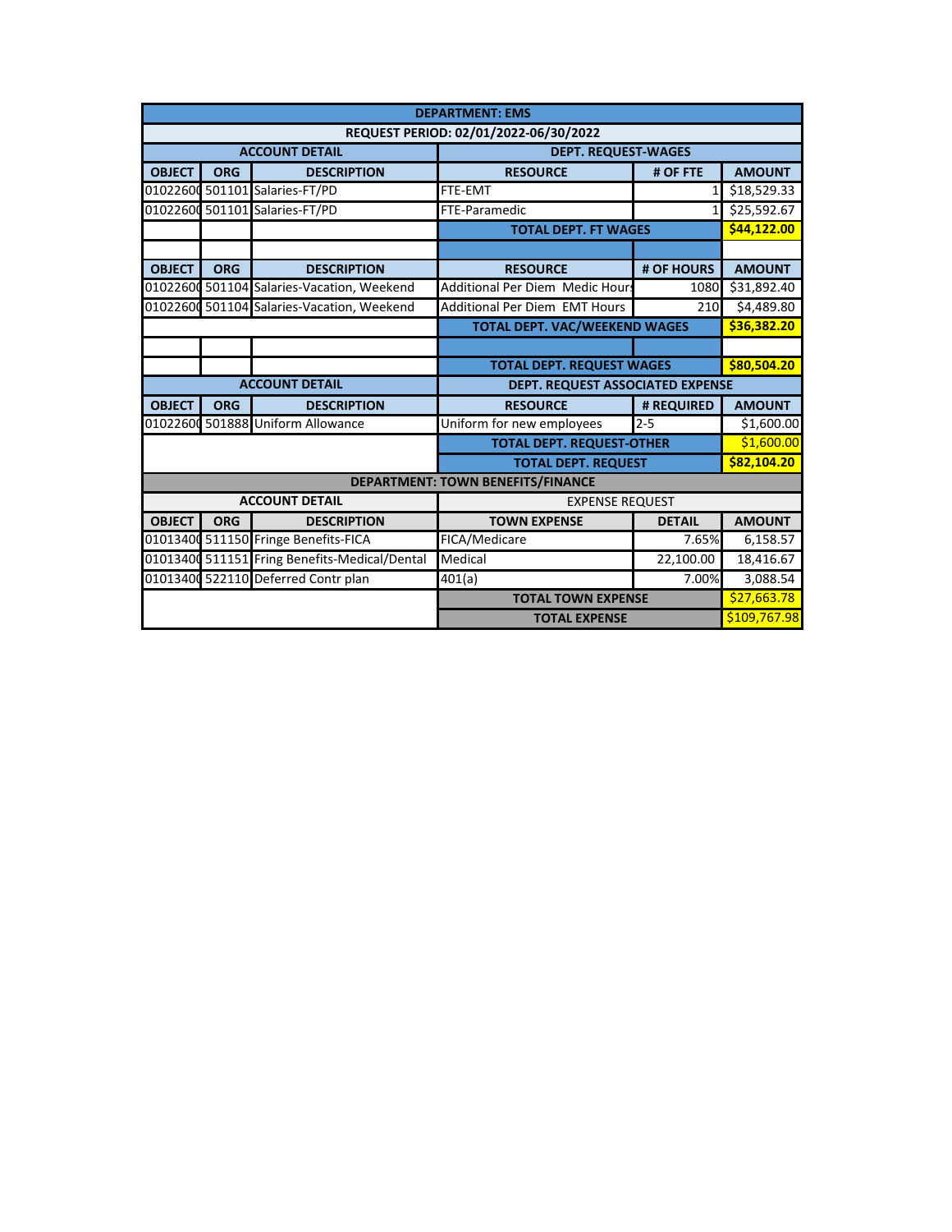| DEPARTMENT: EMS | | | | | |
|---|---|---|---|---|---|
| REQUEST PERIOD: 02/01/2022-06/30/2022 | | | | | |
| ACCOUNT DETAIL | | | DEPT. REQUEST-WAGES | | |
| OBJECT | ORG | DESCRIPTION | RESOURCE | # OF FTE | AMOUNT |
| 0102260( | 501101 | Salaries-FT/PD | FTE-EMT | 1 | $18,529.33 |
| 0102260( | 501101 | Salaries-FT/PD | FTE-Paramedic | 1 | $25,592.67 |
| | | | TOTAL DEPT. FT WAGES | | $44,122.00 |
| | | | | | |
| OBJECT | ORG | DESCRIPTION | RESOURCE | # OF HOURS | AMOUNT |
| 0102260( | 501104 | Salaries-Vacation, Weekend | Additional Per Diem Medic Hour | 1080 | $31,892.40 |
| 0102260( | 501104 | Salaries-Vacation, Weekend | Additional Per Diem EMT Hours | 210 | $4,489.80 |
| | | | TOTAL DEPT. VAC/WEEKEND WAGES | | $36,382.20 |
| | | | | | |
| | | | TOTAL DEPT. REQUEST WAGES | | $80,504.20 |
| ACCOUNT DETAIL | | | DEPT. REQUEST ASSOCIATED EXPENSE | | |
| OBJECT | ORG | DESCRIPTION | RESOURCE | # REQUIRED | AMOUNT |
| 0102260( | 501888 | Uniform Allowance | Uniform for new employees | 2-5 | $1,600.00 |
| | | | TOTAL DEPT. REQUEST-OTHER | | $1,600.00 |
| | | | TOTAL DEPT. REQUEST | | $82,104.20 |
| DEPARTMENT: TOWN BENEFITS/FINANCE | | | | | |
| ACCOUNT DETAIL | | | EXPENSE REQUEST | | |
| OBJECT | ORG | DESCRIPTION | TOWN EXPENSE | DETAIL | AMOUNT |
| 0101340( | 511150 | Fringe Benefits-FICA | FICA/Medicare | 7.65% | 6,158.57 |
| 0101340( | 511151 | Fring Benefits-Medical/Dental | Medical | 22,100.00 | 18,416.67 |
| 0101340( | 522110 | Deferred Contr plan | 401(a) | 7.00% | 3,088.54 |
| | | | TOTAL TOWN EXPENSE | | $27,663.78 |
| | | | TOTAL EXPENSE | | $109,767.98 |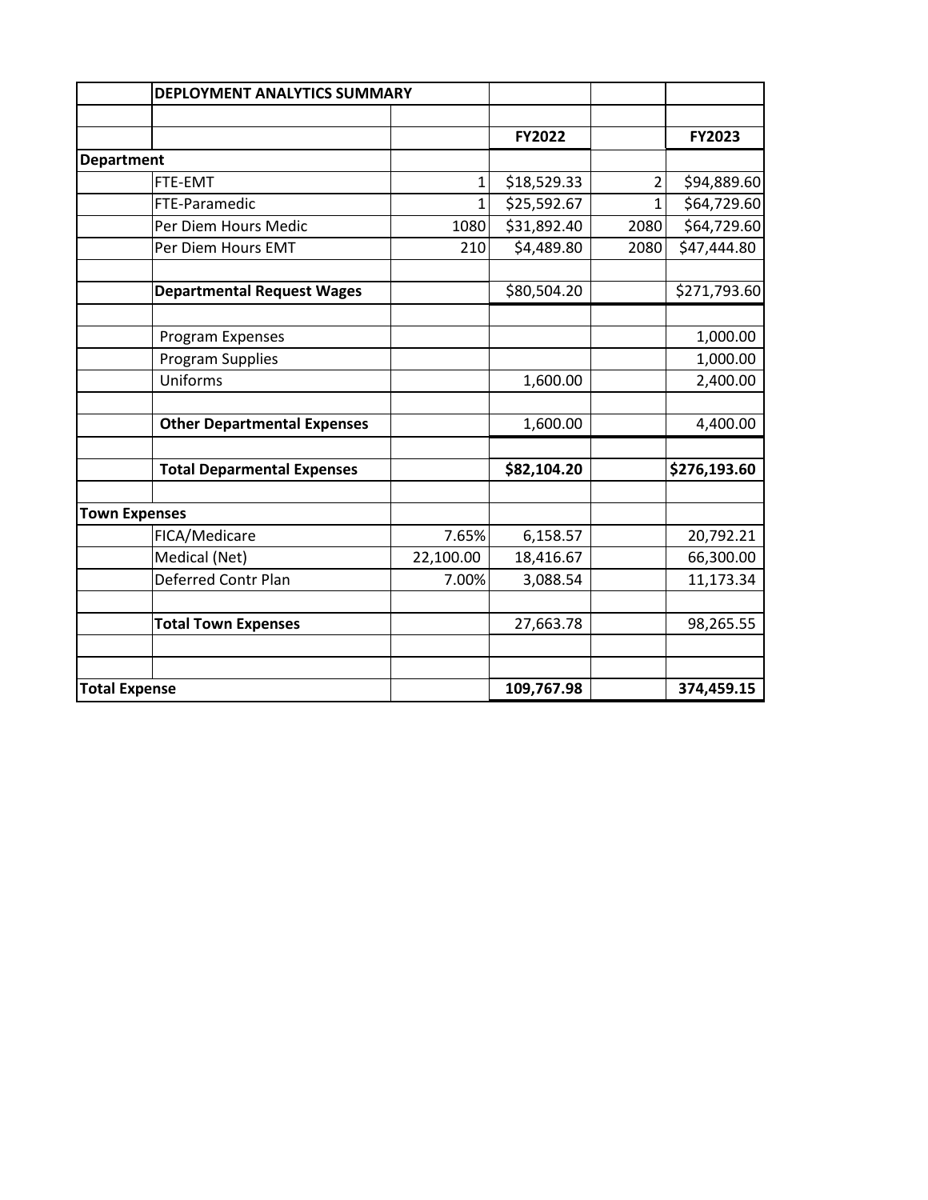| | DEPLOYMENT ANALYTICS SUMMARY | | | | |
|---|---|---|---|---|---|
| | | | | | |
| | | | **FY2022** | | **FY2023** |
| **Department** | | | | | |
| | FTE-EMT | 1 | $18,529.33 | 2 | $94,889.60 |
| | FTE-Paramedic | 1 | $25,592.67 | 1 | $64,729.60 |
| | Per Diem Hours Medic | 1080 | $31,892.40 | 2080 | $64,729.60 |
| | Per Diem Hours EMT | 210 | $4,489.80 | 2080 | $47,444.80 |
| | | | | | |
| | **Departmental Request Wages** | | $80,504.20 | | $271,793.60 |
| | | | | | |
| | Program Expenses | | | | 1,000.00 |
| | Program Supplies | | | | 1,000.00 |
| | Uniforms | | 1,600.00 | | 2,400.00 |
| | | | | | |
| | **Other Departmental Expenses** | | 1,600.00 | | 4,400.00 |
| | | | | | |
| | **Total Deparmental Expenses** | | **$82,104.20** | | **$276,193.60** |
| | | | | | |
| **Town Expenses** | | | | | |
| | FICA/Medicare | 7.65% | 6,158.57 | | 20,792.21 |
| | Medical (Net) | 22,100.00 | 18,416.67 | | 66,300.00 |
| | Deferred Contr Plan | 7.00% | 3,088.54 | | 11,173.34 |
| | | | | | |
| | **Total Town Expenses** | | 27,663.78 | | 98,265.55 |
| | | | | | |
| | | | | | |
| **Total Expense** | | | **109,767.98** | | **374,459.15** |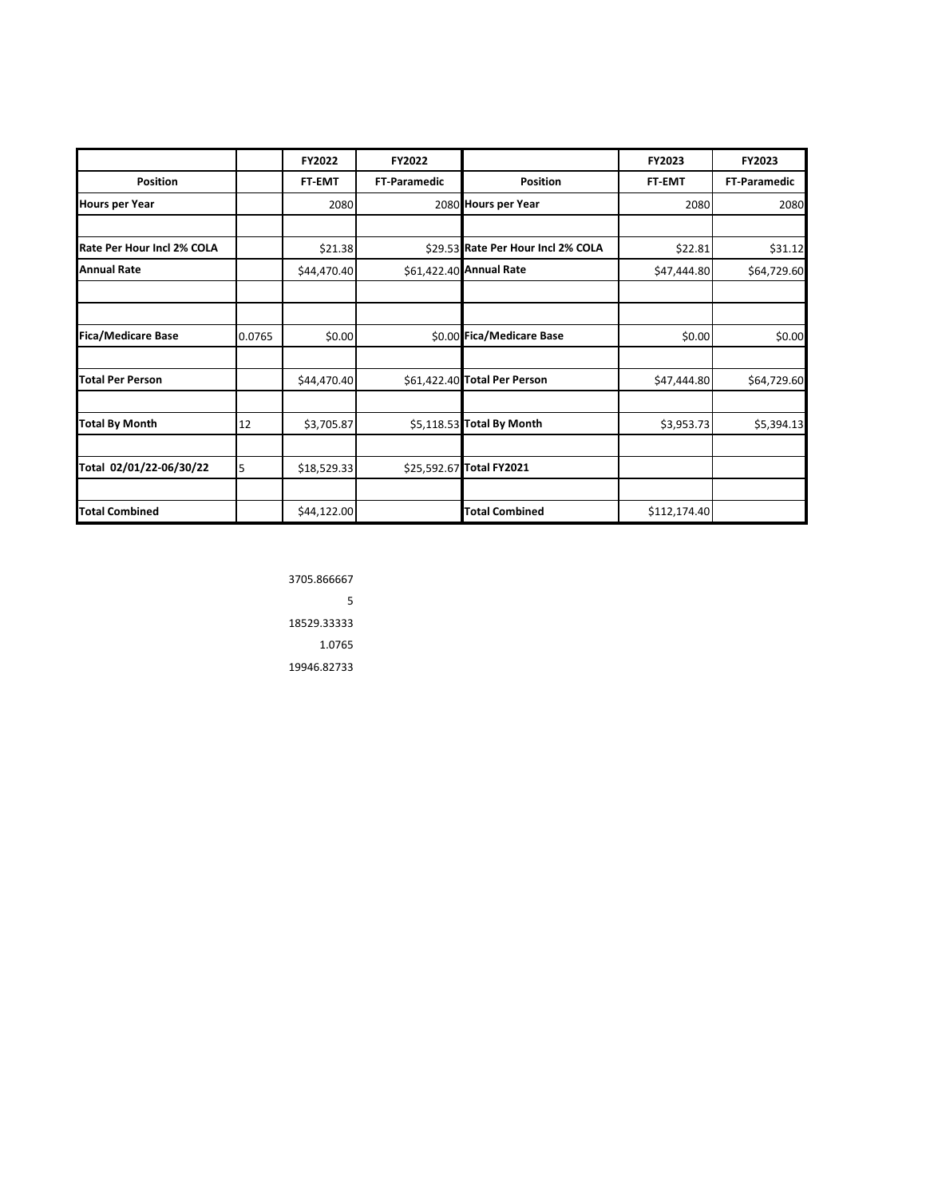| | | FY2022 | FY2022 | | FY2023 | FY2023 |
|---|---|---|---|---|---|---|
| Position | | FT-EMT | FT-Paramedic | Position | FT-EMT | FT-Paramedic |
| Hours per Year | | 2080 | 2080 | Hours per Year | 2080 | 2080 |
| | | | | | | |
| Rate Per Hour Incl 2% COLA | | $21.38 | $29.53 | Rate Per Hour Incl 2% COLA | $22.81 | $31.12 |
| Annual Rate | | $44,470.40 | $61,422.40 | Annual Rate | $47,444.80 | $64,729.60 |
| | | | | | | |
| | | | | | | |
| Fica/Medicare Base | 0.0765 | $0.00 | $0.00 | Fica/Medicare Base | $0.00 | $0.00 |
| | | | | | | |
| Total Per Person | | $44,470.40 | $61,422.40 | Total Per Person | $47,444.80 | $64,729.60 |
| | | | | | | |
| Total By Month | 12 | $3,705.87 | $5,118.53 | Total By Month | $3,953.73 | $5,394.13 |
| | | | | | | |
| Total 02/01/22-06/30/22 | 5 | $18,529.33 | $25,592.67 | Total FY2021 | | |
| | | | | | | |
| Total Combined | | $44,122.00 | | Total Combined | $112,174.40 | |

3705.866667

5

18529.33333

1.0765

19946.82733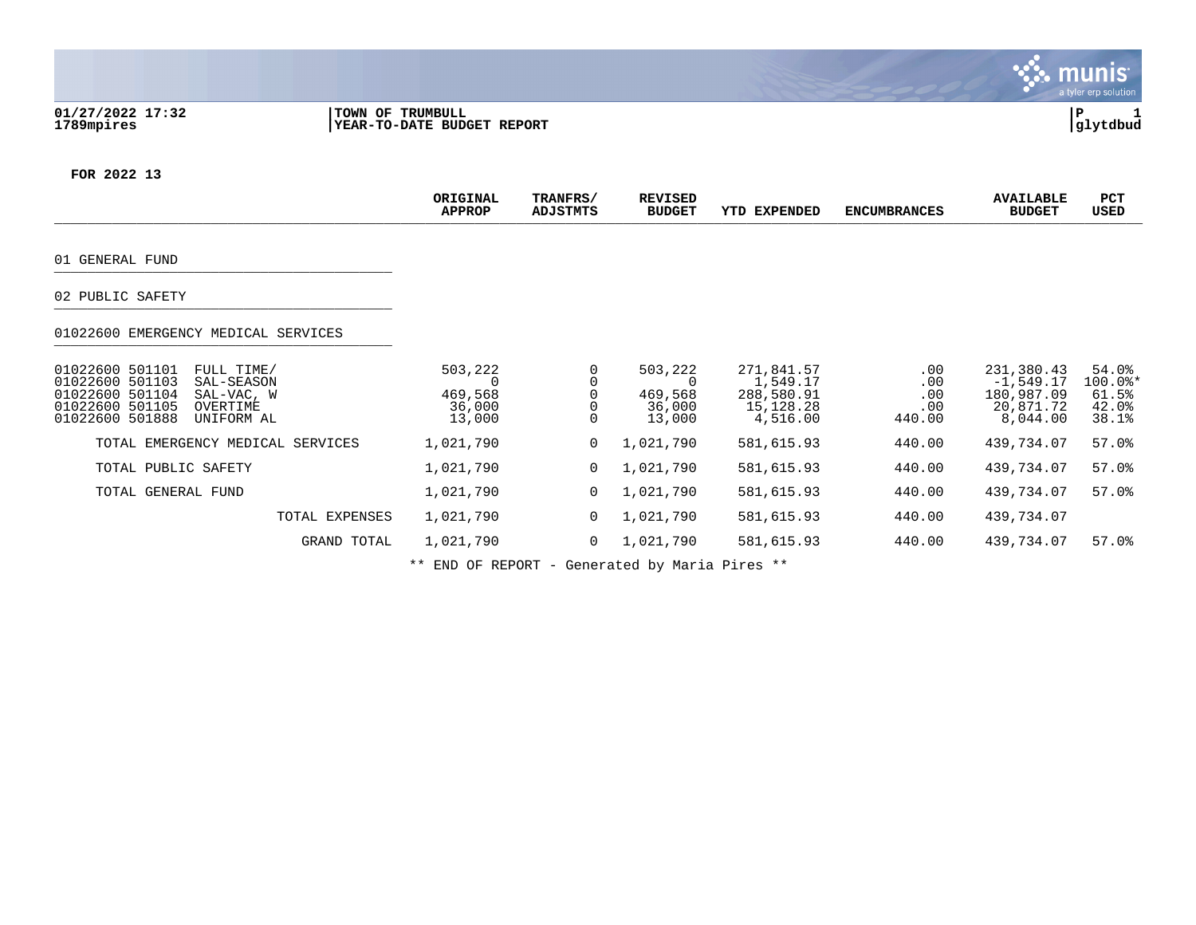**TOWN OF TRUMBULL**
**YEAR-TO-DATE BUDGET REPORT**

01/27/2022 17:32
1789mpires

glytdbud

**FOR 2022 13**

| | ORIGINAL APPROP | TRANFRS/ ADJSTMTS | REVISED BUDGET | YTD EXPENDED | ENCUMBRANCES | AVAILABLE BUDGET | PCT USED |
|---|---|---|---|---|---|---|---|
| **01 GENERAL FUND** | | | | | | | |
| **02 PUBLIC SAFETY** | | | | | | | |
| **01022600 EMERGENCY MEDICAL SERVICES** | | | | | | | |
| 01022600 501101 FULL TIME/ | 503,222 | 0 | 503,222 | 271,841.57 | .00 | 231,380.43 | 54.0% |
| 01022600 501103 SAL-SEASON | 0 | 0 | 0 | 1,549.17 | .00 | -1,549.17 | 100.0%* |
| 01022600 501104 SAL-VAC, W | 469,568 | 0 | 469,568 | 288,580.91 | .00 | 180,987.09 | 61.5% |
| 01022600 501105 OVERTIME | 36,000 | 0 | 36,000 | 15,128.28 | .00 | 20,871.72 | 42.0% |
| 01022600 501888 UNIFORM AL | 13,000 | 0 | 13,000 | 4,516.00 | 440.00 | 8,044.00 | 38.1% |
| TOTAL EMERGENCY MEDICAL SERVICES | 1,021,790 | 0 | 1,021,790 | 581,615.93 | 440.00 | 439,734.07 | 57.0% |
| TOTAL PUBLIC SAFETY | 1,021,790 | 0 | 1,021,790 | 581,615.93 | 440.00 | 439,734.07 | 57.0% |
| TOTAL GENERAL FUND | 1,021,790 | 0 | 1,021,790 | 581,615.93 | 440.00 | 439,734.07 | 57.0% |
| TOTAL EXPENSES | 1,021,790 | 0 | 1,021,790 | 581,615.93 | 440.00 | 439,734.07 | |
| GRAND TOTAL | 1,021,790 | 0 | 1,021,790 | 581,615.93 | 440.00 | 439,734.07 | 57.0% |

** END OF REPORT - Generated by Maria Pires **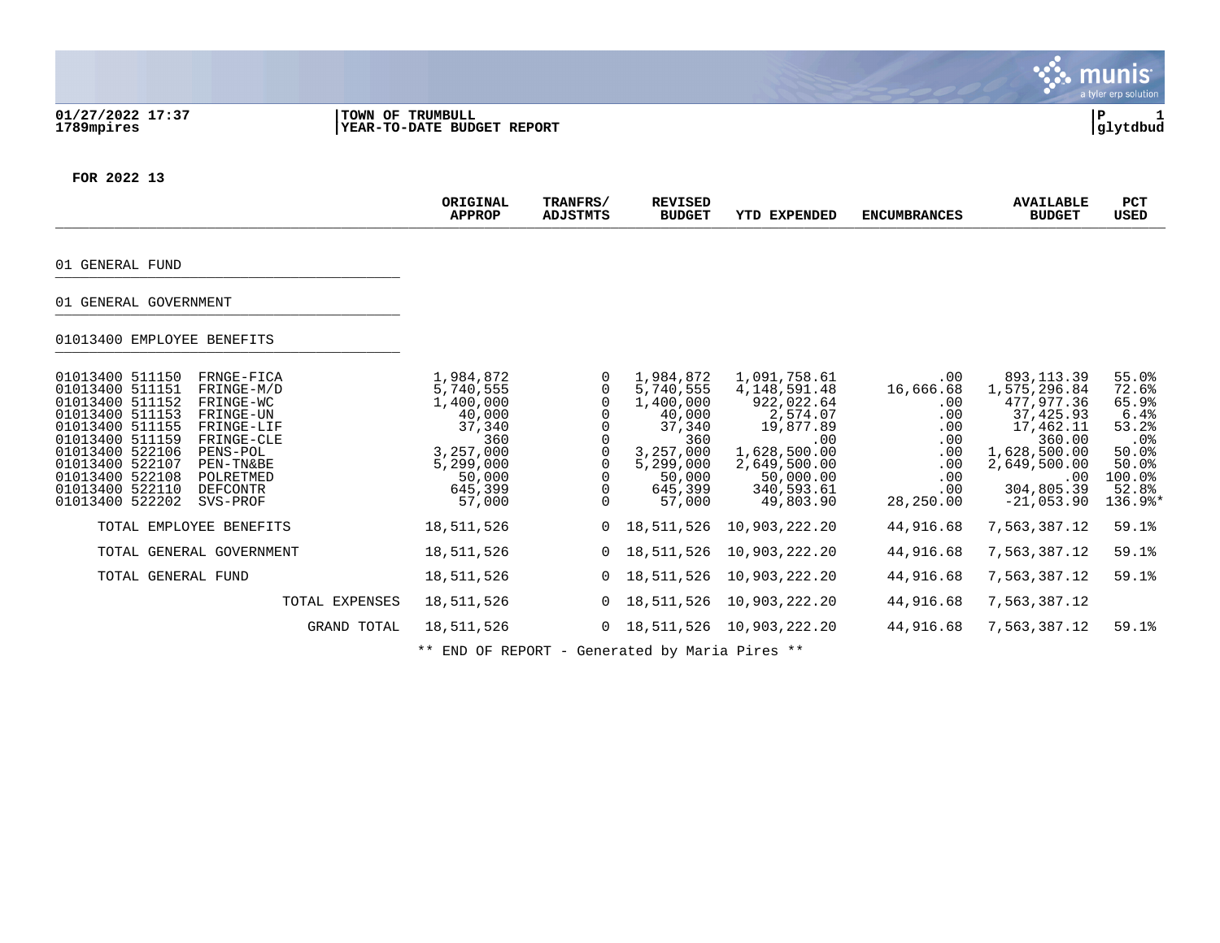01/27/2022 17:37 | TOWN OF TRUMBULL | P 1
1789mpires | YEAR-TO-DATE BUDGET REPORT | glytdbud

FOR 2022 13

| | | ORIGINAL APPROP | TRANFRS/ ADJSTMTS | REVISED BUDGET | YTD EXPENDED | ENCUMBRANCES | AVAILABLE BUDGET | PCT USED |
|---|---|---|---|---|---|---|---|---|
| 01 GENERAL FUND | | | | | | | | |
| 01 GENERAL GOVERNMENT | | | | | | | | |
| 01013400 EMPLOYEE BENEFITS | | | | | | | | |
| 01013400 511150 | FRNGE-FICA | 1,984,872 | 0 | 1,984,872 | 1,091,758.61 | .00 | 893,113.39 | 55.0% |
| 01013400 511151 | FRINGE-M/D | 5,740,555 | 0 | 5,740,555 | 4,148,591.48 | 16,666.68 | 1,575,296.84 | 72.6% |
| 01013400 511152 | FRINGE-WC | 1,400,000 | 0 | 1,400,000 | 922,022.64 | .00 | 477,977.36 | 65.9% |
| 01013400 511153 | FRINGE-UN | 40,000 | 0 | 40,000 | 2,574.07 | .00 | 37,425.93 | 6.4% |
| 01013400 511155 | FRINGE-LIF | 37,340 | 0 | 37,340 | 19,877.89 | .00 | 17,462.11 | 53.2% |
| 01013400 511159 | FRINGE-CLE | 360 | 0 | 360 | .00 | .00 | 360.00 | .0% |
| 01013400 522106 | PENS-POL | 3,257,000 | 0 | 3,257,000 | 1,628,500.00 | .00 | 1,628,500.00 | 50.0% |
| 01013400 522107 | PEN-TN&BE | 5,299,000 | 0 | 5,299,000 | 2,649,500.00 | .00 | 2,649,500.00 | 50.0% |
| 01013400 522108 | POLRETMED | 50,000 | 0 | 50,000 | 50,000.00 | .00 | .00 | 100.0% |
| 01013400 522110 | DEFCONTR | 645,399 | 0 | 645,399 | 340,593.61 | .00 | 304,805.39 | 52.8% |
| 01013400 522202 | SVS-PROF | 57,000 | 0 | 57,000 | 49,803.90 | 28,250.00 | -21,053.90 | 136.9%* |
| TOTAL EMPLOYEE BENEFITS | | 18,511,526 | 0 | 18,511,526 | 10,903,222.20 | 44,916.68 | 7,563,387.12 | 59.1% |
| TOTAL GENERAL GOVERNMENT | | 18,511,526 | 0 | 18,511,526 | 10,903,222.20 | 44,916.68 | 7,563,387.12 | 59.1% |
| TOTAL GENERAL FUND | | 18,511,526 | 0 | 18,511,526 | 10,903,222.20 | 44,916.68 | 7,563,387.12 | 59.1% |
| | TOTAL EXPENSES | 18,511,526 | 0 | 18,511,526 | 10,903,222.20 | 44,916.68 | 7,563,387.12 | |
| | GRAND TOTAL | 18,511,526 | 0 | 18,511,526 | 10,903,222.20 | 44,916.68 | 7,563,387.12 | 59.1% |

** END OF REPORT - Generated by Maria Pires **